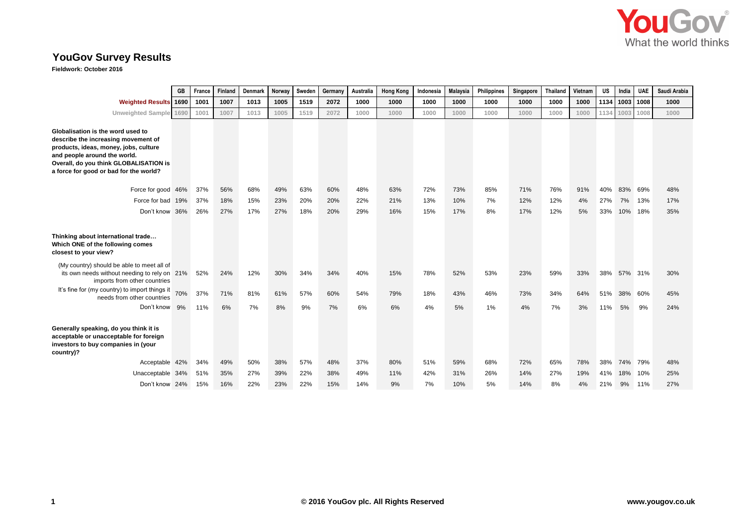# YouGov Survey Results

**Fieldwork: October 2016**

| | GB | France | Finland | Denmark | Norway | Sweden | Germany | Australia | Hong Kong | Indonesia | Malaysia | Philippines | Singapore | Thailand | Vietnam | US | India | UAE | Saudi Arabia |
|---|---|---|---|---|---|---|---|---|---|---|---|---|---|---|---|---|---|---|---|
| **Weighted Results** | 1690 | 1001 | 1007 | 1013 | 1005 | 1519 | 2072 | 1000 | 1000 | 1000 | 1000 | 1000 | 1000 | 1000 | 1000 | 1134 | 1003 | 1008 | 1000 |
| Unweighted Sample | 1690 | 1001 | 1007 | 1013 | 1005 | 1519 | 2072 | 1000 | 1000 | 1000 | 1000 | 1000 | 1000 | 1000 | 1000 | 1134 | 1003 | 1008 | 1000 |
| **Globalisation is the word used to describe the increasing movement of products, ideas, money, jobs, culture and people around the world. Overall, do you think GLOBALISATION is a force for good or bad for the world?** | | | | | | | | | | | | | | | | | | | |
| Force for good | 46% | 37% | 56% | 68% | 49% | 63% | 60% | 48% | 63% | 72% | 73% | 85% | 71% | 76% | 91% | 40% | 83% | 69% | 48% |
| Force for bad | 19% | 37% | 18% | 15% | 23% | 20% | 20% | 22% | 21% | 13% | 10% | 7% | 12% | 12% | 4% | 27% | 7% | 13% | 17% |
| Don't know | 36% | 26% | 27% | 17% | 27% | 18% | 20% | 29% | 16% | 15% | 17% | 8% | 17% | 12% | 5% | 33% | 10% | 18% | 35% |
| **Thinking about international trade… Which ONE of the following comes closest to your view?** | | | | | | | | | | | | | | | | | | | |
| (My country) should be able to meet all of its own needs without needing to rely on imports from other countries | 21% | 52% | 24% | 12% | 30% | 34% | 34% | 40% | 15% | 78% | 52% | 53% | 23% | 59% | 33% | 38% | 57% | 31% | 30% |
| It's fine for (my country) to import things it needs from other countries | 70% | 37% | 71% | 81% | 61% | 57% | 60% | 54% | 79% | 18% | 43% | 46% | 73% | 34% | 64% | 51% | 38% | 60% | 45% |
| Don't know | 9% | 11% | 6% | 7% | 8% | 9% | 7% | 6% | 6% | 4% | 5% | 1% | 4% | 7% | 3% | 11% | 5% | 9% | 24% |
| **Generally speaking, do you think it is acceptable or unacceptable for foreign investors to buy companies in (your country)?** | | | | | | | | | | | | | | | | | | | |
| Acceptable | 42% | 34% | 49% | 50% | 38% | 57% | 48% | 37% | 80% | 51% | 59% | 68% | 72% | 65% | 78% | 38% | 74% | 79% | 48% |
| Unacceptable | 34% | 51% | 35% | 27% | 39% | 22% | 38% | 49% | 11% | 42% | 31% | 26% | 14% | 27% | 19% | 41% | 18% | 10% | 25% |
| Don't know | 24% | 15% | 16% | 22% | 23% | 22% | 15% | 14% | 9% | 7% | 10% | 5% | 14% | 8% | 4% | 21% | 9% | 11% | 27% |

© 2016 YouGov plc. All Rights Reserved www.yougov.co.uk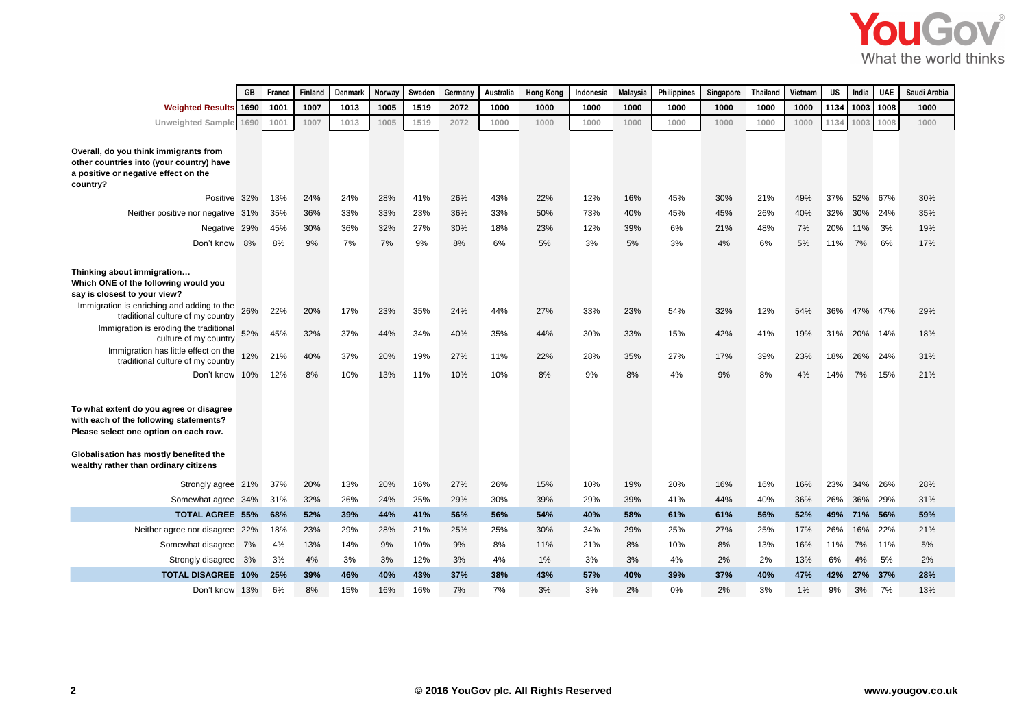| | GB | France | Finland | Denmark | Norway | Sweden | Germany | Australia | Hong Kong | Indonesia | Malaysia | Philippines | Singapore | Thailand | Vietnam | US | India | UAE | Saudi Arabia |
|---|---|---|---|---|---|---|---|---|---|---|---|---|---|---|---|---|---|---|---|
| **Weighted Results** | 1690 | 1001 | 1007 | 1013 | 1005 | 1519 | 2072 | 1000 | 1000 | 1000 | 1000 | 1000 | 1000 | 1000 | 1000 | 1134 | 1003 | 1008 | 1000 |
| Unweighted Sample | 1690 | 1001 | 1007 | 1013 | 1005 | 1519 | 2072 | 1000 | 1000 | 1000 | 1000 | 1000 | 1000 | 1000 | 1000 | 1134 | 1003 | 1008 | 1000 |
| **Overall, do you think immigrants from other countries into (your country) have a positive or negative effect on the country?** | | | | | | | | | | | | | | | | | | | |
| Positive | 32% | 13% | 24% | 24% | 28% | 41% | 26% | 43% | 22% | 12% | 16% | 45% | 30% | 21% | 49% | 37% | 52% | 67% | 30% |
| Neither positive nor negative | 31% | 35% | 36% | 33% | 33% | 23% | 36% | 33% | 50% | 73% | 40% | 45% | 45% | 26% | 40% | 32% | 30% | 24% | 35% |
| Negative | 29% | 45% | 30% | 36% | 32% | 27% | 30% | 18% | 23% | 12% | 39% | 6% | 21% | 48% | 7% | 20% | 11% | 3% | 19% |
| Don't know | 8% | 8% | 9% | 7% | 7% | 9% | 8% | 6% | 5% | 3% | 5% | 3% | 4% | 6% | 5% | 11% | 7% | 6% | 17% |
| **Thinking about immigration… Which ONE of the following would you say is closest to your view?** | | | | | | | | | | | | | | | | | | | |
| Immigration is enriching and adding to the traditional culture of my country | 26% | 22% | 20% | 17% | 23% | 35% | 24% | 44% | 27% | 33% | 23% | 54% | 32% | 12% | 54% | 36% | 47% | 47% | 29% |
| Immigration is eroding the traditional culture of my country | 52% | 45% | 32% | 37% | 44% | 34% | 40% | 35% | 44% | 30% | 33% | 15% | 42% | 41% | 19% | 31% | 20% | 14% | 18% |
| Immigration has little effect on the traditional culture of my country | 12% | 21% | 40% | 37% | 20% | 19% | 27% | 11% | 22% | 28% | 35% | 27% | 17% | 39% | 23% | 18% | 26% | 24% | 31% |
| Don't know | 10% | 12% | 8% | 10% | 13% | 11% | 10% | 10% | 8% | 9% | 8% | 4% | 9% | 8% | 4% | 14% | 7% | 15% | 21% |
| **To what extent do you agree or disagree with each of the following statements? Please select one option on each row.** | | | | | | | | | | | | | | | | | | | |
| **Globalisation has mostly benefited the wealthy rather than ordinary citizens** | | | | | | | | | | | | | | | | | | | |
| Strongly agree | 21% | 37% | 20% | 13% | 20% | 16% | 27% | 26% | 15% | 10% | 19% | 20% | 16% | 16% | 16% | 23% | 34% | 26% | 28% |
| Somewhat agree | 34% | 31% | 32% | 26% | 24% | 25% | 29% | 30% | 39% | 29% | 39% | 41% | 44% | 40% | 36% | 26% | 36% | 29% | 31% |
| **TOTAL AGREE** | **55%** | **68%** | **52%** | **39%** | **44%** | **41%** | **56%** | **56%** | **54%** | **40%** | **58%** | **61%** | **61%** | **56%** | **52%** | **49%** | **71%** | **56%** | **59%** |
| Neither agree nor disagree | 22% | 18% | 23% | 29% | 28% | 21% | 25% | 25% | 30% | 34% | 29% | 25% | 27% | 25% | 17% | 26% | 16% | 22% | 21% |
| Somewhat disagree | 7% | 4% | 13% | 14% | 9% | 10% | 9% | 8% | 11% | 21% | 8% | 10% | 8% | 13% | 16% | 11% | 7% | 11% | 5% |
| Strongly disagree | 3% | 3% | 4% | 3% | 3% | 12% | 3% | 4% | 1% | 3% | 3% | 4% | 2% | 2% | 13% | 6% | 4% | 5% | 2% |
| **TOTAL DISAGREE** | **10%** | **25%** | **39%** | **46%** | **40%** | **43%** | **37%** | **38%** | **43%** | **57%** | **40%** | **39%** | **37%** | **40%** | **47%** | **42%** | **27%** | **37%** | **28%** |
| Don't know | 13% | 6% | 8% | 15% | 16% | 16% | 7% | 7% | 3% | 3% | 2% | 0% | 2% | 3% | 1% | 9% | 3% | 7% | 13% |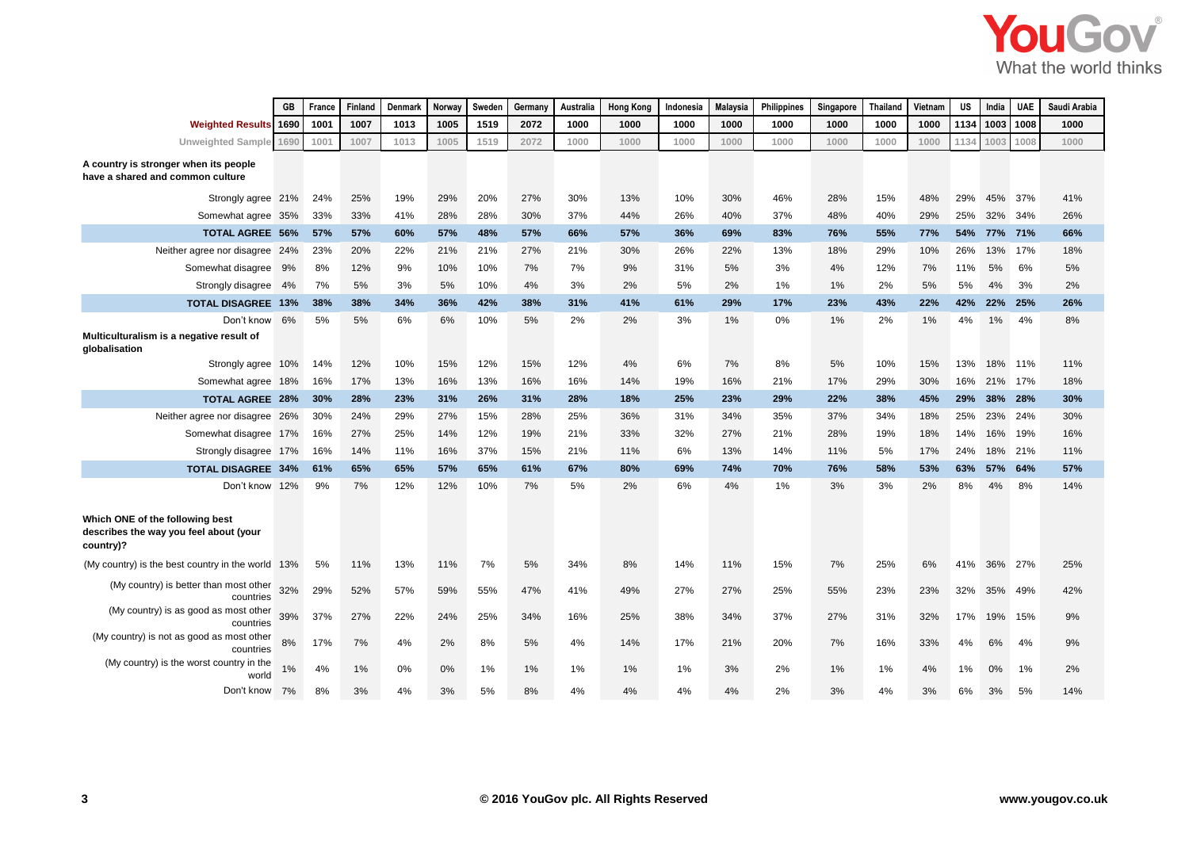| | GB | France | Finland | Denmark | Norway | Sweden | Germany | Australia | Hong Kong | Indonesia | Malaysia | Philippines | Singapore | Thailand | Vietnam | US | India | UAE | Saudi Arabia |
|---|---|---|---|---|---|---|---|---|---|---|---|---|---|---|---|---|---|---|---|
| **Weighted Results** | 1690 | 1001 | 1007 | 1013 | 1005 | 1519 | 2072 | 1000 | 1000 | 1000 | 1000 | 1000 | 1000 | 1000 | 1000 | 1134 | 1003 | 1008 | 1000 |
| Unweighted Sample | 1690 | 1001 | 1007 | 1013 | 1005 | 1519 | 2072 | 1000 | 1000 | 1000 | 1000 | 1000 | 1000 | 1000 | 1000 | 1134 | 1003 | 1008 | 1000 |
| **A country is stronger when its people have a shared and common culture** | | | | | | | | | | | | | | | | | | | |
| Strongly agree | 21% | 24% | 25% | 19% | 29% | 20% | 27% | 30% | 13% | 10% | 30% | 46% | 28% | 15% | 48% | 29% | 45% | 37% | 41% |
| Somewhat agree | 35% | 33% | 33% | 41% | 28% | 28% | 30% | 37% | 44% | 26% | 40% | 37% | 48% | 40% | 29% | 25% | 32% | 34% | 26% |
| **TOTAL AGREE** | **56%** | **57%** | **57%** | **60%** | **57%** | **48%** | **57%** | **66%** | **57%** | **36%** | **69%** | **83%** | **76%** | **55%** | **77%** | **54%** | **77%** | **71%** | **66%** |
| Neither agree nor disagree | 24% | 23% | 20% | 22% | 21% | 21% | 27% | 21% | 30% | 26% | 22% | 13% | 18% | 29% | 10% | 26% | 13% | 17% | 18% |
| Somewhat disagree | 9% | 8% | 12% | 9% | 10% | 10% | 7% | 7% | 9% | 31% | 5% | 3% | 4% | 12% | 7% | 11% | 5% | 6% | 5% |
| Strongly disagree | 4% | 7% | 5% | 3% | 5% | 10% | 4% | 3% | 2% | 5% | 2% | 1% | 1% | 2% | 5% | 5% | 4% | 3% | 2% |
| **TOTAL DISAGREE** | **13%** | **38%** | **38%** | **34%** | **36%** | **42%** | **38%** | **31%** | **41%** | **61%** | **29%** | **17%** | **23%** | **43%** | **22%** | **42%** | **22%** | **25%** | **26%** |
| Don't know | 6% | 5% | 5% | 6% | 6% | 10% | 5% | 2% | 2% | 3% | 1% | 0% | 1% | 2% | 1% | 4% | 1% | 4% | 8% |
| **Multiculturalism is a negative result of globalisation** | | | | | | | | | | | | | | | | | | | |
| Strongly agree | 10% | 14% | 12% | 10% | 15% | 12% | 15% | 12% | 4% | 6% | 7% | 8% | 5% | 10% | 15% | 13% | 18% | 11% | 11% |
| Somewhat agree | 18% | 16% | 17% | 13% | 16% | 13% | 16% | 16% | 14% | 19% | 16% | 21% | 17% | 29% | 30% | 16% | 21% | 17% | 18% |
| **TOTAL AGREE** | **28%** | **30%** | **28%** | **23%** | **31%** | **26%** | **31%** | **28%** | **18%** | **25%** | **23%** | **29%** | **22%** | **38%** | **45%** | **29%** | **38%** | **28%** | **30%** |
| Neither agree nor disagree | 26% | 30% | 24% | 29% | 27% | 15% | 28% | 25% | 36% | 31% | 34% | 35% | 37% | 34% | 18% | 25% | 23% | 24% | 30% |
| Somewhat disagree | 17% | 16% | 27% | 25% | 14% | 12% | 19% | 21% | 33% | 32% | 27% | 21% | 28% | 19% | 18% | 14% | 16% | 19% | 16% |
| Strongly disagree | 17% | 16% | 14% | 11% | 16% | 37% | 15% | 21% | 11% | 6% | 13% | 14% | 11% | 5% | 17% | 24% | 18% | 21% | 11% |
| **TOTAL DISAGREE** | **34%** | **61%** | **65%** | **65%** | **57%** | **65%** | **61%** | **67%** | **80%** | **69%** | **74%** | **70%** | **76%** | **58%** | **53%** | **63%** | **57%** | **64%** | **57%** |
| Don't know | 12% | 9% | 7% | 12% | 12% | 10% | 7% | 5% | 2% | 6% | 4% | 1% | 3% | 3% | 2% | 8% | 4% | 8% | 14% |
| **Which ONE of the following best describes the way you feel about (your country)?** | | | | | | | | | | | | | | | | | | | |
| (My country) is the best country in the world | 13% | 5% | 11% | 13% | 11% | 7% | 5% | 34% | 8% | 14% | 11% | 15% | 7% | 25% | 6% | 41% | 36% | 27% | 25% |
| (My country) is better than most other countries | 32% | 29% | 52% | 57% | 59% | 55% | 47% | 41% | 49% | 27% | 27% | 25% | 55% | 23% | 23% | 32% | 35% | 49% | 42% |
| (My country) is as good as most other countries | 39% | 37% | 27% | 22% | 24% | 25% | 34% | 16% | 25% | 38% | 34% | 37% | 27% | 31% | 32% | 17% | 19% | 15% | 9% |
| (My country) is not as good as most other countries | 8% | 17% | 7% | 4% | 2% | 8% | 5% | 4% | 14% | 17% | 21% | 20% | 7% | 16% | 33% | 4% | 6% | 4% | 9% |
| (My country) is the worst country in the world | 1% | 4% | 1% | 0% | 0% | 1% | 1% | 1% | 1% | 1% | 3% | 2% | 1% | 1% | 4% | 1% | 0% | 1% | 2% |
| Don't know | 7% | 8% | 3% | 4% | 3% | 5% | 8% | 4% | 4% | 4% | 4% | 2% | 3% | 4% | 3% | 6% | 3% | 5% | 14% |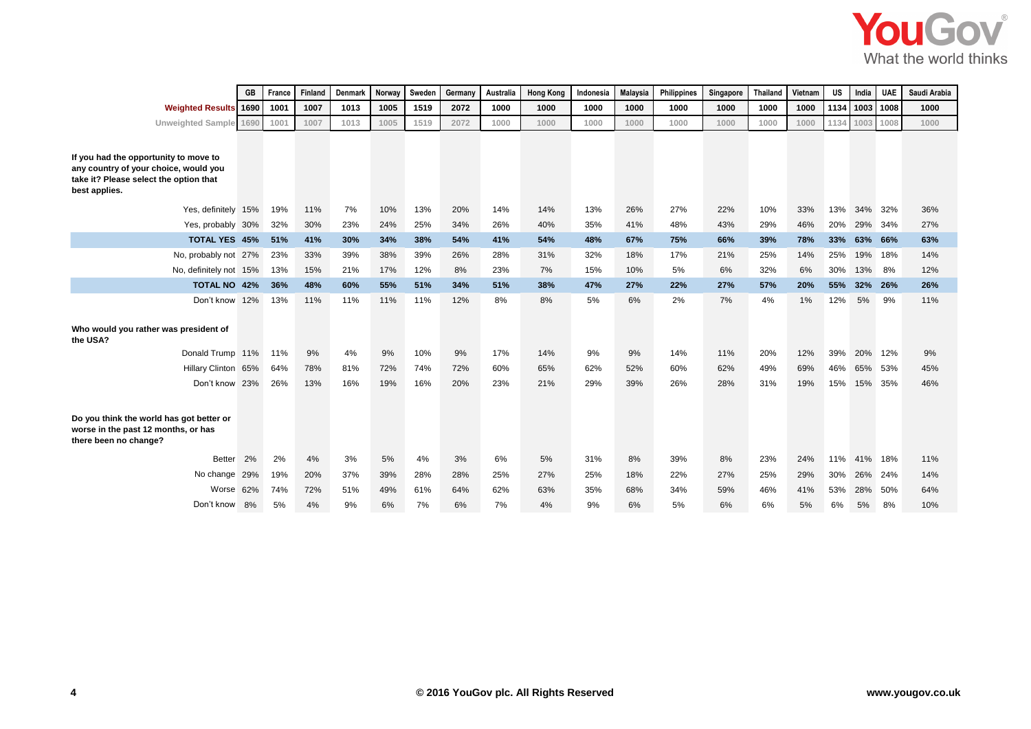| | GB | France | Finland | Denmark | Norway | Sweden | Germany | Australia | Hong Kong | Indonesia | Malaysia | Philippines | Singapore | Thailand | Vietnam | US | India | UAE | Saudi Arabia |
|---|---|---|---|---|---|---|---|---|---|---|---|---|---|---|---|---|---|---|---|
| **Weighted Results** | 1690 | 1001 | 1007 | 1013 | 1005 | 1519 | 2072 | 1000 | 1000 | 1000 | 1000 | 1000 | 1000 | 1000 | 1000 | 1134 | 1003 | 1008 | 1000 |
| **Unweighted Sample** | 1690 | 1001 | 1007 | 1013 | 1005 | 1519 | 2072 | 1000 | 1000 | 1000 | 1000 | 1000 | 1000 | 1000 | 1000 | 1134 | 1003 | 1008 | 1000 |
| **If you had the opportunity to move to any country of your choice, would you take it? Please select the option that best applies.** | | | | | | | | | | | | | | | | | | | |
| Yes, definitely | 15% | 19% | 11% | 7% | 10% | 13% | 20% | 14% | 14% | 13% | 26% | 27% | 22% | 10% | 33% | 13% | 34% | 32% | 36% |
| Yes, probably | 30% | 32% | 30% | 23% | 24% | 25% | 34% | 26% | 40% | 35% | 41% | 48% | 43% | 29% | 46% | 20% | 29% | 34% | 27% |
| **TOTAL YES** | **45%** | **51%** | **41%** | **30%** | **34%** | **38%** | **54%** | **41%** | **54%** | **48%** | **67%** | **75%** | **66%** | **39%** | **78%** | **33%** | **63%** | **66%** | **63%** |
| No, probably not | 27% | 23% | 33% | 39% | 38% | 39% | 26% | 28% | 31% | 32% | 18% | 17% | 21% | 25% | 14% | 25% | 19% | 18% | 14% |
| No, definitely not | 15% | 13% | 15% | 21% | 17% | 12% | 8% | 23% | 7% | 15% | 10% | 5% | 6% | 32% | 6% | 30% | 13% | 8% | 12% |
| **TOTAL NO** | **42%** | **36%** | **48%** | **60%** | **55%** | **51%** | **34%** | **51%** | **38%** | **47%** | **27%** | **22%** | **27%** | **57%** | **20%** | **55%** | **32%** | **26%** | **26%** |
| Don't know | 12% | 13% | 11% | 11% | 11% | 11% | 12% | 8% | 8% | 5% | 6% | 2% | 7% | 4% | 1% | 12% | 5% | 9% | 11% |
| **Who would you rather was president of the USA?** | | | | | | | | | | | | | | | | | | | |
| Donald Trump | 11% | 11% | 9% | 4% | 9% | 10% | 9% | 17% | 14% | 9% | 9% | 14% | 11% | 20% | 12% | 39% | 20% | 12% | 9% |
| Hillary Clinton | 65% | 64% | 78% | 81% | 72% | 74% | 72% | 60% | 65% | 62% | 52% | 60% | 62% | 49% | 69% | 46% | 65% | 53% | 45% |
| Don't know | 23% | 26% | 13% | 16% | 19% | 16% | 20% | 23% | 21% | 29% | 39% | 26% | 28% | 31% | 19% | 15% | 15% | 35% | 46% |
| **Do you think the world has got better or worse in the past 12 months, or has there been no change?** | | | | | | | | | | | | | | | | | | | |
| Better | 2% | 2% | 4% | 3% | 5% | 4% | 3% | 6% | 5% | 31% | 8% | 39% | 8% | 23% | 24% | 11% | 41% | 18% | 11% |
| No change | 29% | 19% | 20% | 37% | 39% | 28% | 28% | 25% | 27% | 25% | 18% | 22% | 27% | 25% | 29% | 30% | 26% | 24% | 14% |
| Worse | 62% | 74% | 72% | 51% | 49% | 61% | 64% | 62% | 63% | 35% | 68% | 34% | 59% | 46% | 41% | 53% | 28% | 50% | 64% |
| Don't know | 8% | 5% | 4% | 9% | 6% | 7% | 6% | 7% | 4% | 9% | 6% | 5% | 6% | 6% | 5% | 6% | 5% | 8% | 10% |